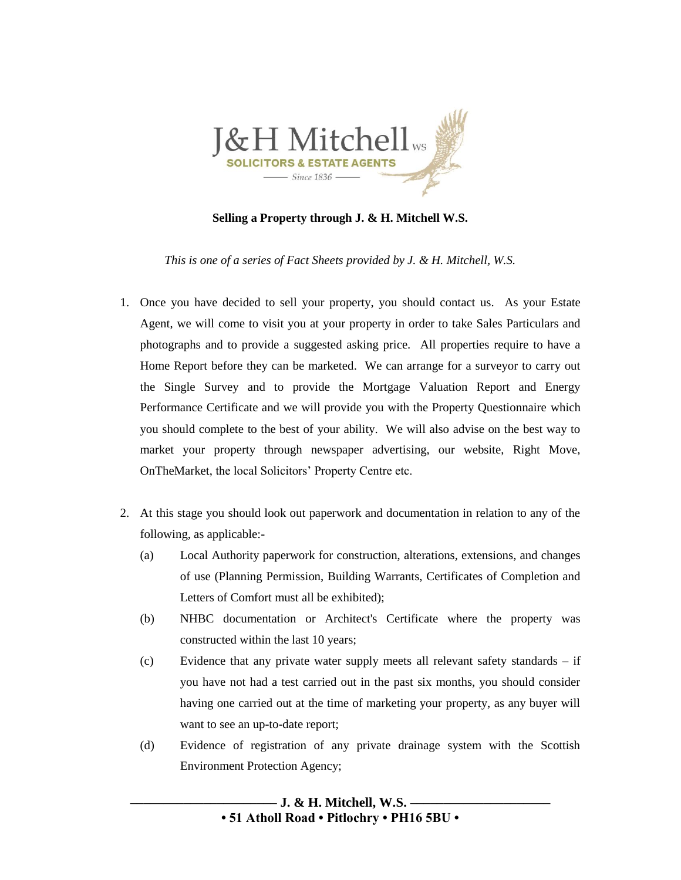J&H Mitchell WS

SOLICITORS & ESTATE AGENTS

Since 1836

# Selling a Property through J. & H. Mitchell W.S.

*This is one of a series of Fact Sheets provided by J. & H. Mitchell, W.S.*

1. Once you have decided to sell your property, you should contact us. As your Estate Agent, we will come to visit you at your property in order to take Sales Particulars and photographs and to provide a suggested asking price. All properties require to have a Home Report before they can be marketed. We can arrange for a surveyor to carry out the Single Survey and to provide the Mortgage Valuation Report and Energy Performance Certificate and we will provide you with the Property Questionnaire which you should complete to the best of your ability. We will also advise on the best way to market your property through newspaper advertising, our website, Right Move, OnTheMarket, the local Solicitors' Property Centre etc.

2. At this stage you should look out paperwork and documentation in relation to any of the following, as applicable:-

   (a) Local Authority paperwork for construction, alterations, extensions, and changes of use (Planning Permission, Building Warrants, Certificates of Completion and Letters of Comfort must all be exhibited);

   (b) NHBC documentation or Architect's Certificate where the property was constructed within the last 10 years;

   (c) Evidence that any private water supply meets all relevant safety standards – if you have not had a test carried out in the past six months, you should consider having one carried out at the time of marketing your property, as any buyer will want to see an up-to-date report;

   (d) Evidence of registration of any private drainage system with the Scottish Environment Protection Agency;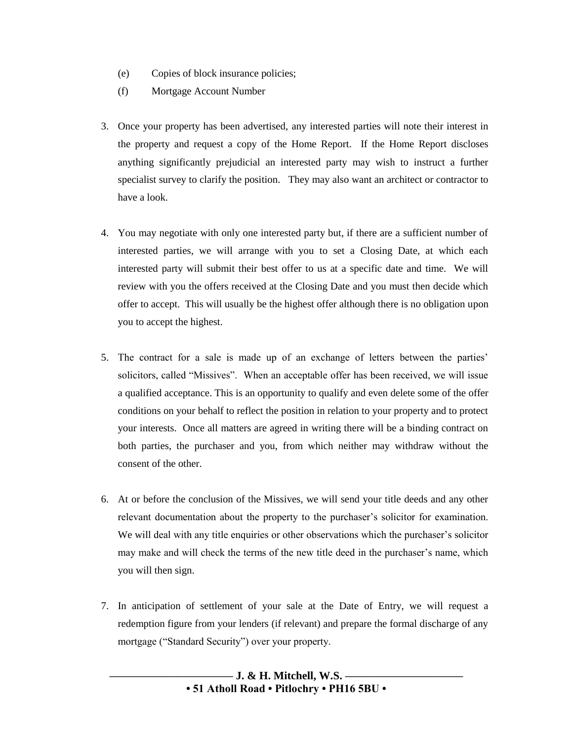(e) Copies of block insurance policies;

(f) Mortgage Account Number

3. Once your property has been advertised, any interested parties will note their interest in the property and request a copy of the Home Report. If the Home Report discloses anything significantly prejudicial an interested party may wish to instruct a further specialist survey to clarify the position. They may also want an architect or contractor to have a look.

4. You may negotiate with only one interested party but, if there are a sufficient number of interested parties, we will arrange with you to set a Closing Date, at which each interested party will submit their best offer to us at a specific date and time. We will review with you the offers received at the Closing Date and you must then decide which offer to accept. This will usually be the highest offer although there is no obligation upon you to accept the highest.

5. The contract for a sale is made up of an exchange of letters between the parties' solicitors, called "Missives". When an acceptable offer has been received, we will issue a qualified acceptance. This is an opportunity to qualify and even delete some of the offer conditions on your behalf to reflect the position in relation to your property and to protect your interests. Once all matters are agreed in writing there will be a binding contract on both parties, the purchaser and you, from which neither may withdraw without the consent of the other.

6. At or before the conclusion of the Missives, we will send your title deeds and any other relevant documentation about the property to the purchaser's solicitor for examination. We will deal with any title enquiries or other observations which the purchaser's solicitor may make and will check the terms of the new title deed in the purchaser's name, which you will then sign.

7. In anticipation of settlement of your sale at the Date of Entry, we will request a redemption figure from your lenders (if relevant) and prepare the formal discharge of any mortgage ("Standard Security") over your property.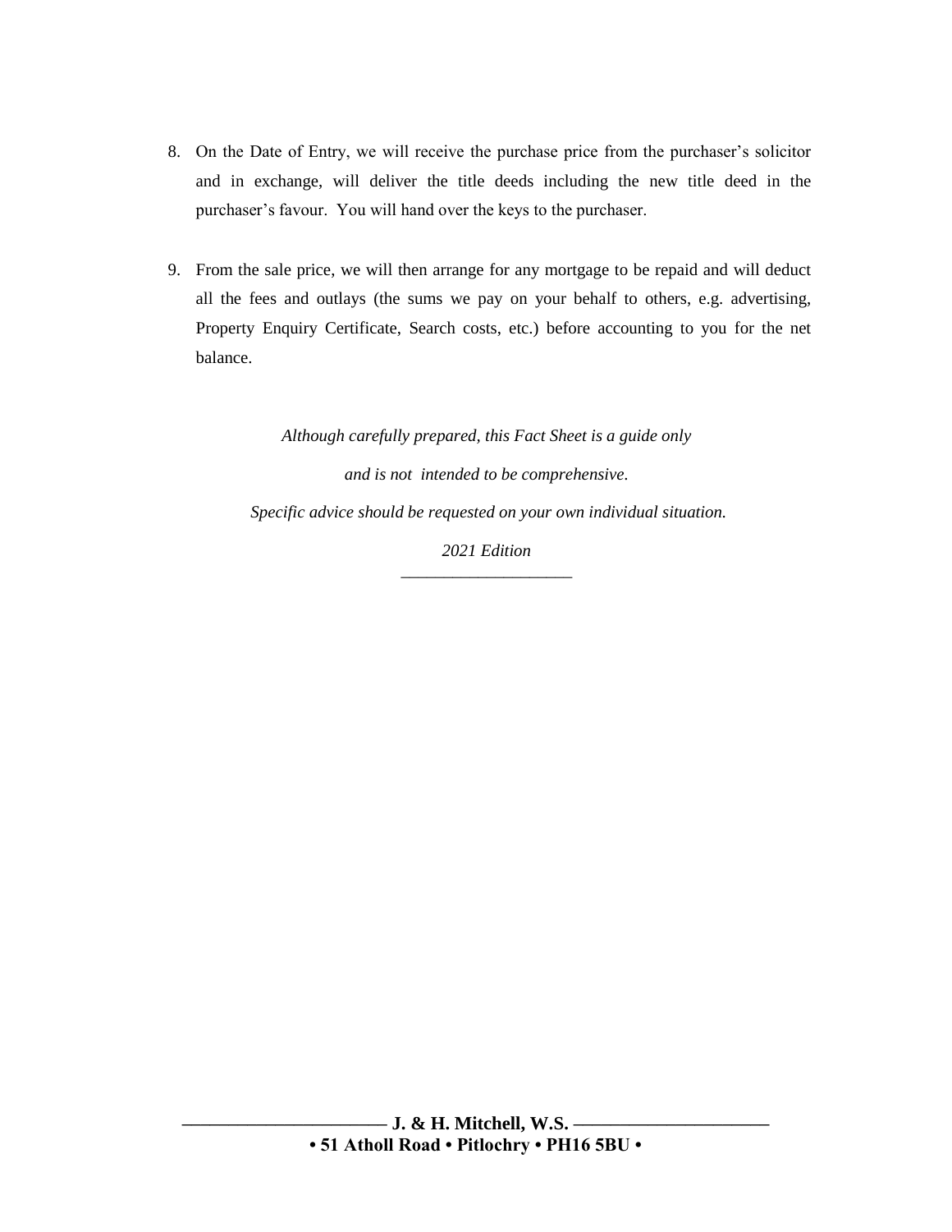8. On the Date of Entry, we will receive the purchase price from the purchaser's solicitor and in exchange, will deliver the title deeds including the new title deed in the purchaser's favour. You will hand over the keys to the purchaser.

9. From the sale price, we will then arrange for any mortgage to be repaid and will deduct all the fees and outlays (the sums we pay on your behalf to others, e.g. advertising, Property Enquiry Certificate, Search costs, etc.) before accounting to you for the net balance.

*Although carefully prepared, this Fact Sheet is a guide only*

*and is not intended to be comprehensive.*

*Specific advice should be requested on your own individual situation.*

*2021 Edition*

---